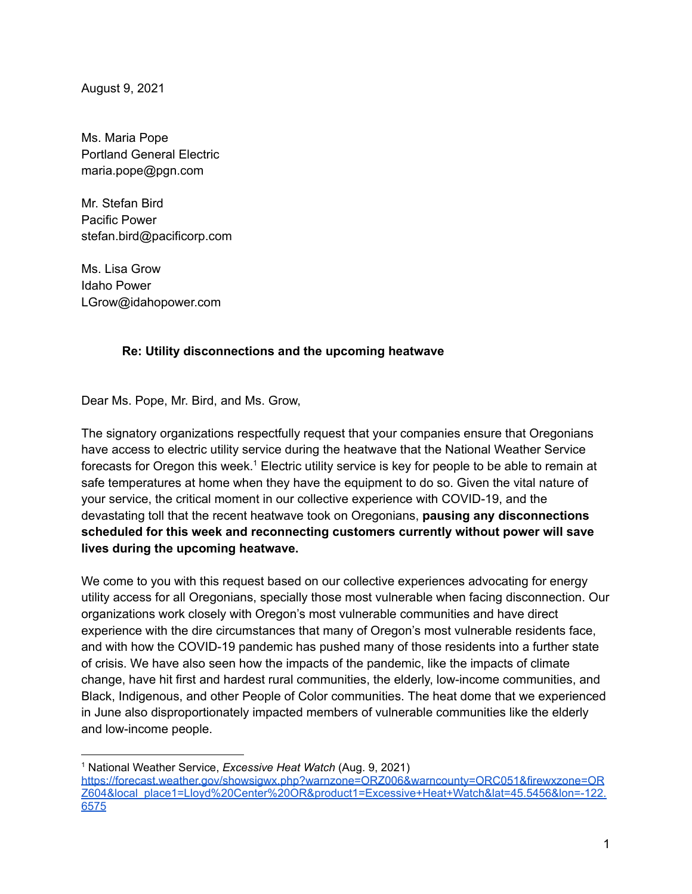August 9, 2021

Ms. Maria Pope
Portland General Electric
maria.pope@pgn.com

Mr. Stefan Bird
Pacific Power
stefan.bird@pacificorp.com

Ms. Lisa Grow
Idaho Power
LGrow@idahopower.com

**Re: Utility disconnections and the upcoming heatwave**

Dear Ms. Pope, Mr. Bird, and Ms. Grow,

The signatory organizations respectfully request that your companies ensure that Oregonians have access to electric utility service during the heatwave that the National Weather Service forecasts for Oregon this week.[1] Electric utility service is key for people to be able to remain at safe temperatures at home when they have the equipment to do so. Given the vital nature of your service, the critical moment in our collective experience with COVID-19, and the devastating toll that the recent heatwave took on Oregonians, **pausing any disconnections scheduled for this week and reconnecting customers currently without power will save lives during the upcoming heatwave.**

We come to you with this request based on our collective experiences advocating for energy utility access for all Oregonians, specially those most vulnerable when facing disconnection. Our organizations work closely with Oregon's most vulnerable communities and have direct experience with the dire circumstances that many of Oregon's most vulnerable residents face, and with how the COVID-19 pandemic has pushed many of those residents into a further state of crisis. We have also seen how the impacts of the pandemic, like the impacts of climate change, have hit first and hardest rural communities, the elderly, low-income communities, and Black, Indigenous, and other People of Color communities. The heat dome that we experienced in June also disproportionately impacted members of vulnerable communities like the elderly and low-income people.

---

[1] National Weather Service, *Excessive Heat Watch* (Aug. 9, 2021) https://forecast.weather.gov/showsigwx.php?warnzone=ORZ006&warncounty=ORC051&firewxzone=ORZ604&local_place1=Lloyd%20Center%20OR&product1=Excessive+Heat+Watch&lat=45.5456&lon=-122.6575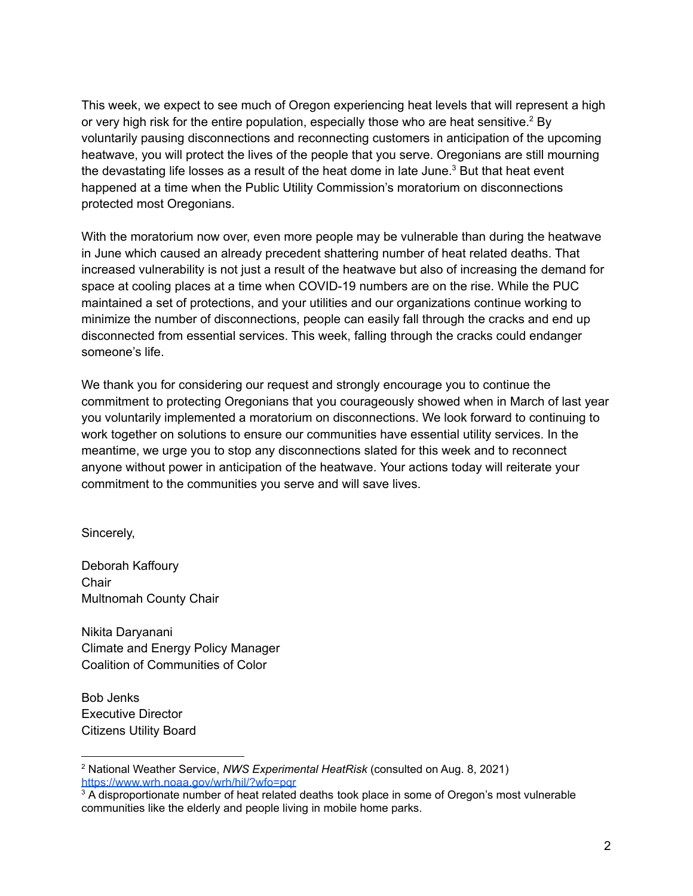This week, we expect to see much of Oregon experiencing heat levels that will represent a high or very high risk for the entire population, especially those who are heat sensitive.[2] By voluntarily pausing disconnections and reconnecting customers in anticipation of the upcoming heatwave, you will protect the lives of the people that you serve. Oregonians are still mourning the devastating life losses as a result of the heat dome in late June.[3] But that heat event happened at a time when the Public Utility Commission's moratorium on disconnections protected most Oregonians.

With the moratorium now over, even more people may be vulnerable than during the heatwave in June which caused an already precedent shattering number of heat related deaths. That increased vulnerability is not just a result of the heatwave but also of increasing the demand for space at cooling places at a time when COVID-19 numbers are on the rise. While the PUC maintained a set of protections, and your utilities and our organizations continue working to minimize the number of disconnections, people can easily fall through the cracks and end up disconnected from essential services. This week, falling through the cracks could endanger someone's life.

We thank you for considering our request and strongly encourage you to continue the commitment to protecting Oregonians that you courageously showed when in March of last year you voluntarily implemented a moratorium on disconnections. We look forward to continuing to work together on solutions to ensure our communities have essential utility services. In the meantime, we urge you to stop any disconnections slated for this week and to reconnect anyone without power in anticipation of the heatwave. Your actions today will reiterate your commitment to the communities you serve and will save lives.

Sincerely,

Deborah Kaffoury
Chair
Multnomah County Chair

Nikita Daryanani
Climate and Energy Policy Manager
Coalition of Communities of Color

Bob Jenks
Executive Director
Citizens Utility Board

---

[2] National Weather Service, *NWS Experimental HeatRisk* (consulted on Aug. 8, 2021) https://www.wrh.noaa.gov/wrh/hil/?wfo=pqr

[3] A disproportionate number of heat related deaths took place in some of Oregon's most vulnerable communities like the elderly and people living in mobile home parks.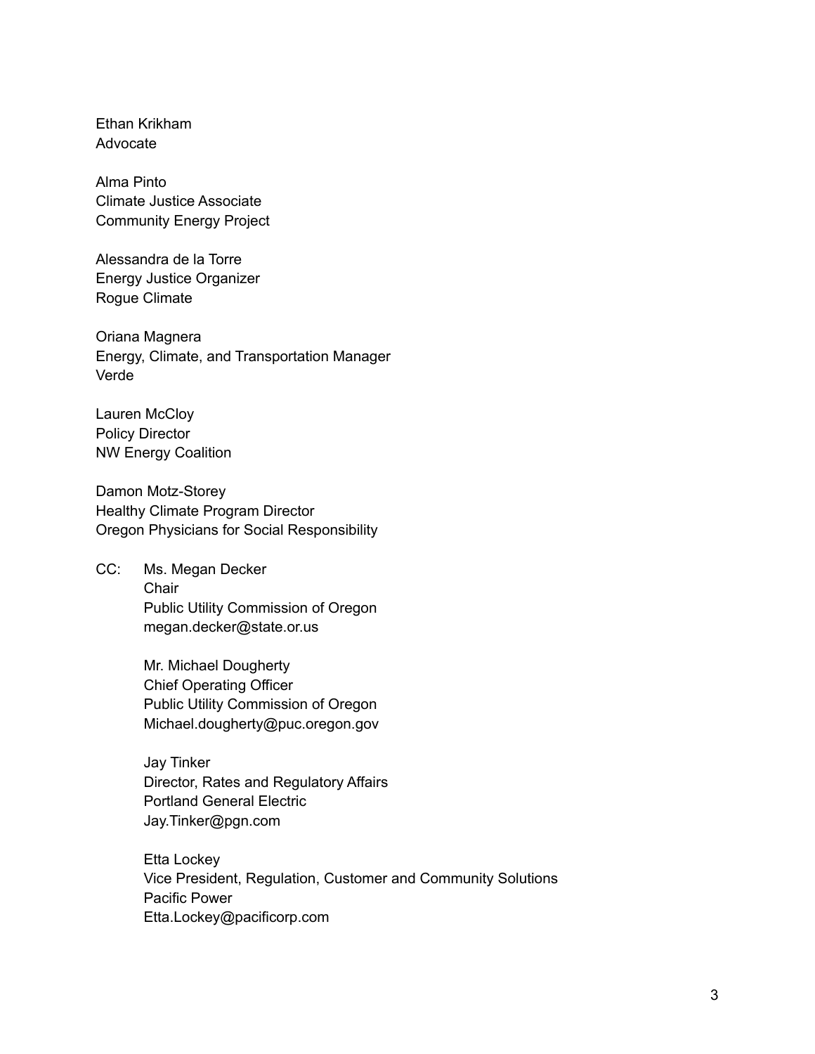Ethan Krikham
Advocate

Alma Pinto
Climate Justice Associate
Community Energy Project

Alessandra de la Torre
Energy Justice Organizer
Rogue Climate

Oriana Magnera
Energy, Climate, and Transportation Manager
Verde

Lauren McCloy
Policy Director
NW Energy Coalition

Damon Motz-Storey
Healthy Climate Program Director
Oregon Physicians for Social Responsibility

CC: Ms. Megan Decker
Chair
Public Utility Commission of Oregon
megan.decker@state.or.us

Mr. Michael Dougherty
Chief Operating Officer
Public Utility Commission of Oregon
Michael.dougherty@puc.oregon.gov

Jay Tinker
Director, Rates and Regulatory Affairs
Portland General Electric
Jay.Tinker@pgn.com

Etta Lockey
Vice President, Regulation, Customer and Community Solutions
Pacific Power
Etta.Lockey@pacificorp.com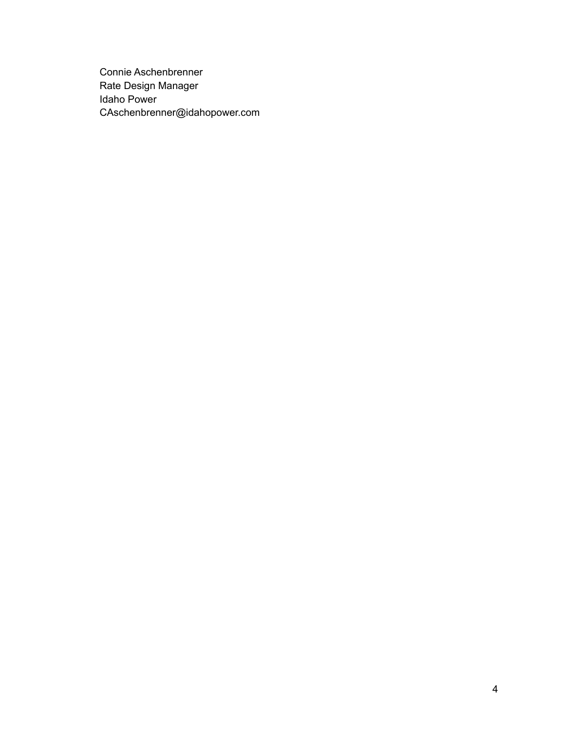Connie Aschenbrenner
Rate Design Manager
Idaho Power
CAschenbrenner@idahopower.com